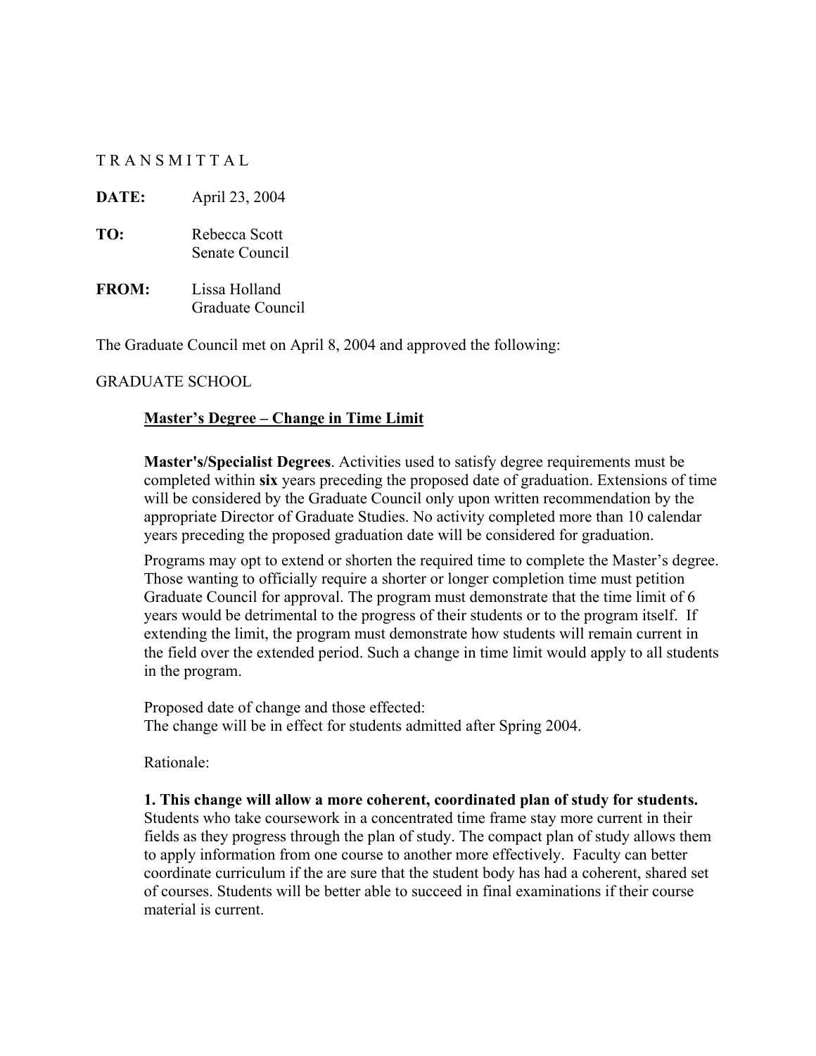T R A N S M I T T A L

**DATE:** April 23, 2004

**TO:** Rebecca Scott
Senate Council

**FROM:** Lissa Holland
Graduate Council

The Graduate Council met on April 8, 2004 and approved the following:

GRADUATE SCHOOL

**<u>Master's Degree – Change in Time Limit</u>**

**Master's/Specialist Degrees**. Activities used to satisfy degree requirements must be completed within **six** years preceding the proposed date of graduation. Extensions of time will be considered by the Graduate Council only upon written recommendation by the appropriate Director of Graduate Studies. No activity completed more than 10 calendar years preceding the proposed graduation date will be considered for graduation.

Programs may opt to extend or shorten the required time to complete the Master's degree. Those wanting to officially require a shorter or longer completion time must petition Graduate Council for approval. The program must demonstrate that the time limit of 6 years would be detrimental to the progress of their students or to the program itself. If extending the limit, the program must demonstrate how students will remain current in the field over the extended period. Such a change in time limit would apply to all students in the program.

Proposed date of change and those effected:
The change will be in effect for students admitted after Spring 2004.

Rationale:

**1. This change will allow a more coherent, coordinated plan of study for students.** Students who take coursework in a concentrated time frame stay more current in their fields as they progress through the plan of study. The compact plan of study allows them to apply information from one course to another more effectively. Faculty can better coordinate curriculum if the are sure that the student body has had a coherent, shared set of courses. Students will be better able to succeed in final examinations if their course material is current.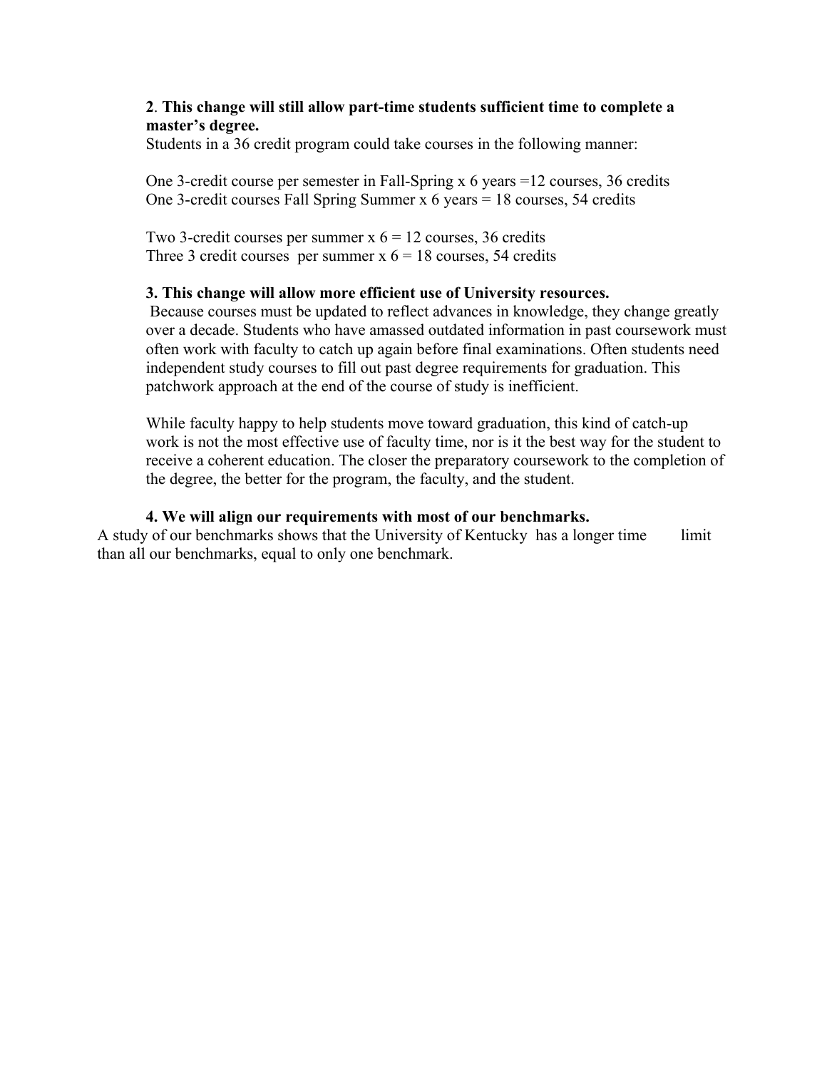**2**. **This change will still allow part-time students sufficient time to complete a master's degree.**

Students in a 36 credit program could take courses in the following manner:

One 3-credit course per semester in Fall-Spring x 6 years =12 courses, 36 credits
One 3-credit courses Fall Spring Summer x 6 years = 18 courses, 54 credits

Two 3-credit courses per summer x 6 = 12 courses, 36 credits
Three 3 credit courses per summer x 6 = 18 courses, 54 credits

**3. This change will allow more efficient use of University resources.**

Because courses must be updated to reflect advances in knowledge, they change greatly over a decade. Students who have amassed outdated information in past coursework must often work with faculty to catch up again before final examinations. Often students need independent study courses to fill out past degree requirements for graduation. This patchwork approach at the end of the course of study is inefficient.

While faculty happy to help students move toward graduation, this kind of catch-up work is not the most effective use of faculty time, nor is it the best way for the student to receive a coherent education. The closer the preparatory coursework to the completion of the degree, the better for the program, the faculty, and the student.

**4. We will align our requirements with most of our benchmarks.**

A study of our benchmarks shows that the University of Kentucky has a longer time limit than all our benchmarks, equal to only one benchmark.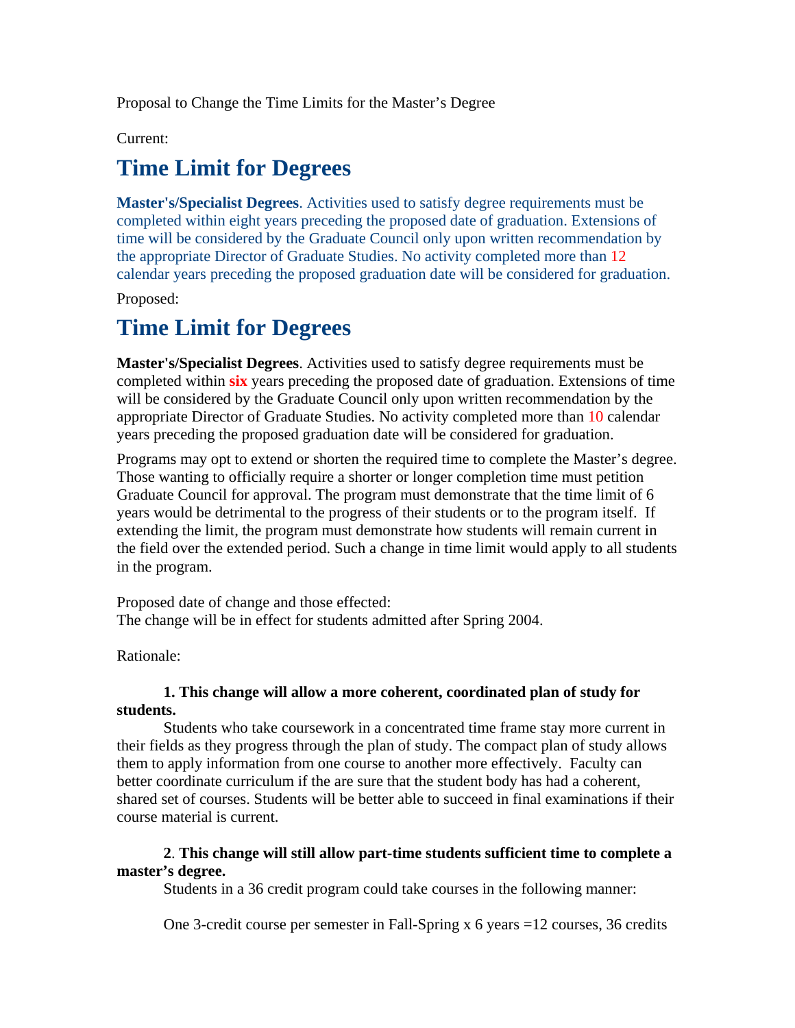Proposal to Change the Time Limits for the Master's Degree

Current:

# Time Limit for Degrees

**Master's/Specialist Degrees**. Activities used to satisfy degree requirements must be completed within eight years preceding the proposed date of graduation. Extensions of time will be considered by the Graduate Council only upon written recommendation by the appropriate Director of Graduate Studies. No activity completed more than 12 calendar years preceding the proposed graduation date will be considered for graduation.

Proposed:

# Time Limit for Degrees

**Master's/Specialist Degrees**. Activities used to satisfy degree requirements must be completed within **six** years preceding the proposed date of graduation. Extensions of time will be considered by the Graduate Council only upon written recommendation by the appropriate Director of Graduate Studies. No activity completed more than 10 calendar years preceding the proposed graduation date will be considered for graduation.

Programs may opt to extend or shorten the required time to complete the Master's degree. Those wanting to officially require a shorter or longer completion time must petition Graduate Council for approval. The program must demonstrate that the time limit of 6 years would be detrimental to the progress of their students or to the program itself. If extending the limit, the program must demonstrate how students will remain current in the field over the extended period. Such a change in time limit would apply to all students in the program.

Proposed date of change and those effected:
The change will be in effect for students admitted after Spring 2004.

Rationale:

**1. This change will allow a more coherent, coordinated plan of study for students.**

Students who take coursework in a concentrated time frame stay more current in their fields as they progress through the plan of study. The compact plan of study allows them to apply information from one course to another more effectively. Faculty can better coordinate curriculum if the are sure that the student body has had a coherent, shared set of courses. Students will be better able to succeed in final examinations if their course material is current.

**2. This change will still allow part-time students sufficient time to complete a master's degree.**

Students in a 36 credit program could take courses in the following manner:

One 3-credit course per semester in Fall-Spring x 6 years =12 courses, 36 credits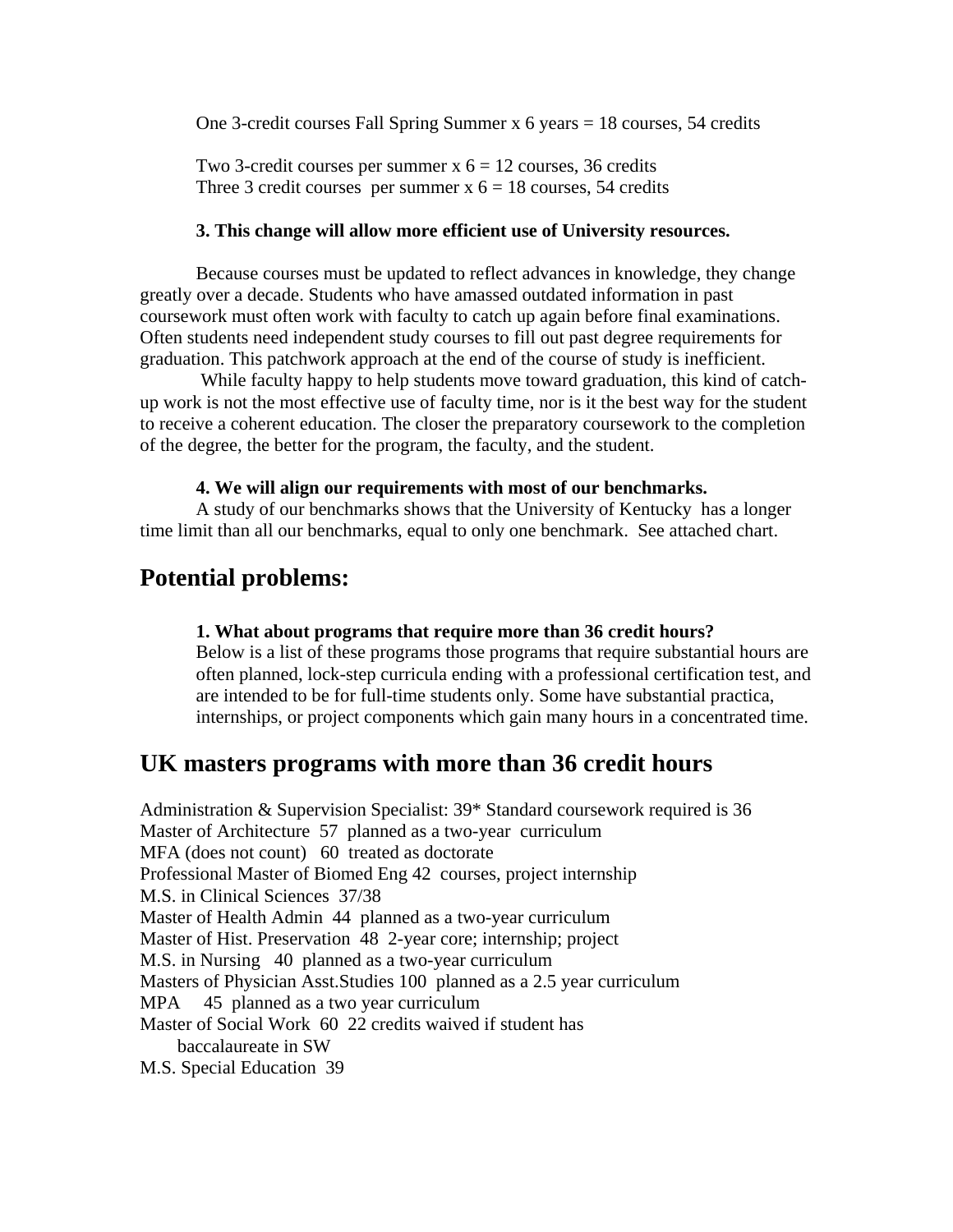One 3-credit courses Fall Spring Summer x 6 years = 18 courses, 54 credits

Two 3-credit courses per summer x 6 = 12 courses, 36 credits
Three 3 credit courses per summer x 6 = 18 courses, 54 credits

**3. This change will allow more efficient use of University resources.**

Because courses must be updated to reflect advances in knowledge, they change greatly over a decade. Students who have amassed outdated information in past coursework must often work with faculty to catch up again before final examinations. Often students need independent study courses to fill out past degree requirements for graduation. This patchwork approach at the end of the course of study is inefficient.

While faculty happy to help students move toward graduation, this kind of catch-up work is not the most effective use of faculty time, nor is it the best way for the student to receive a coherent education. The closer the preparatory coursework to the completion of the degree, the better for the program, the faculty, and the student.

**4. We will align our requirements with most of our benchmarks.**

A study of our benchmarks shows that the University of Kentucky has a longer time limit than all our benchmarks, equal to only one benchmark. See attached chart.

## Potential problems:

**1. What about programs that require more than 36 credit hours?**

Below is a list of these programs those programs that require substantial hours are often planned, lock-step curricula ending with a professional certification test, and are intended to be for full-time students only. Some have substantial practica, internships, or project components which gain many hours in a concentrated time.

## UK masters programs with more than 36 credit hours

Administration & Supervision Specialist: 39* Standard coursework required is 36
Master of Architecture 57 planned as a two-year curriculum
MFA (does not count) 60 treated as doctorate
Professional Master of Biomed Eng 42 courses, project internship
M.S. in Clinical Sciences 37/38
Master of Health Admin 44 planned as a two-year curriculum
Master of Hist. Preservation 48 2-year core; internship; project
M.S. in Nursing 40 planned as a two-year curriculum
Masters of Physician Asst.Studies 100 planned as a 2.5 year curriculum
MPA 45 planned as a two year curriculum
Master of Social Work 60 22 credits waived if student has baccalaureate in SW
M.S. Special Education 39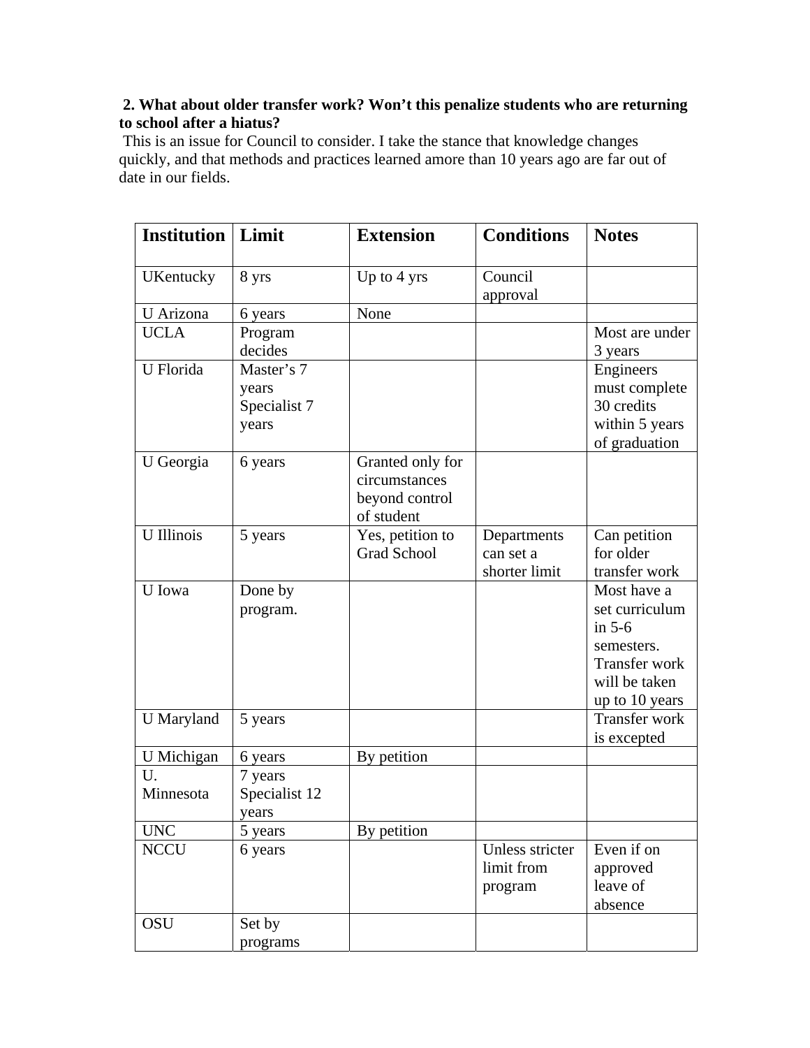**2. What about older transfer work? Won't this penalize students who are returning to school after a hiatus?**

This is an issue for Council to consider. I take the stance that knowledge changes quickly, and that methods and practices learned amore than 10 years ago are far out of date in our fields.

| Institution | Limit | Extension | Conditions | Notes |
|---|---|---|---|---|
| UKentucky | 8 yrs | Up to 4 yrs | Council approval | |
| U Arizona | 6 years | None | | |
| UCLA | Program decides | | | Most are under 3 years |
| U Florida | Master's 7 years Specialist 7 years | | | Engineers must complete 30 credits within 5 years of graduation |
| U Georgia | 6 years | Granted only for circumstances beyond control of student | | |
| U Illinois | 5 years | Yes, petition to Grad School | Departments can set a shorter limit | Can petition for older transfer work |
| U Iowa | Done by program. | | | Most have a set curriculum in 5-6 semesters. Transfer work will be taken up to 10 years |
| U Maryland | 5 years | | | Transfer work is excepted |
| U Michigan | 6 years | By petition | | |
| U. Minnesota | 7 years Specialist 12 years | | | |
| UNC | 5 years | By petition | | |
| NCCU | 6 years | | Unless stricter limit from program | Even if on approved leave of absence |
| OSU | Set by programs | | | |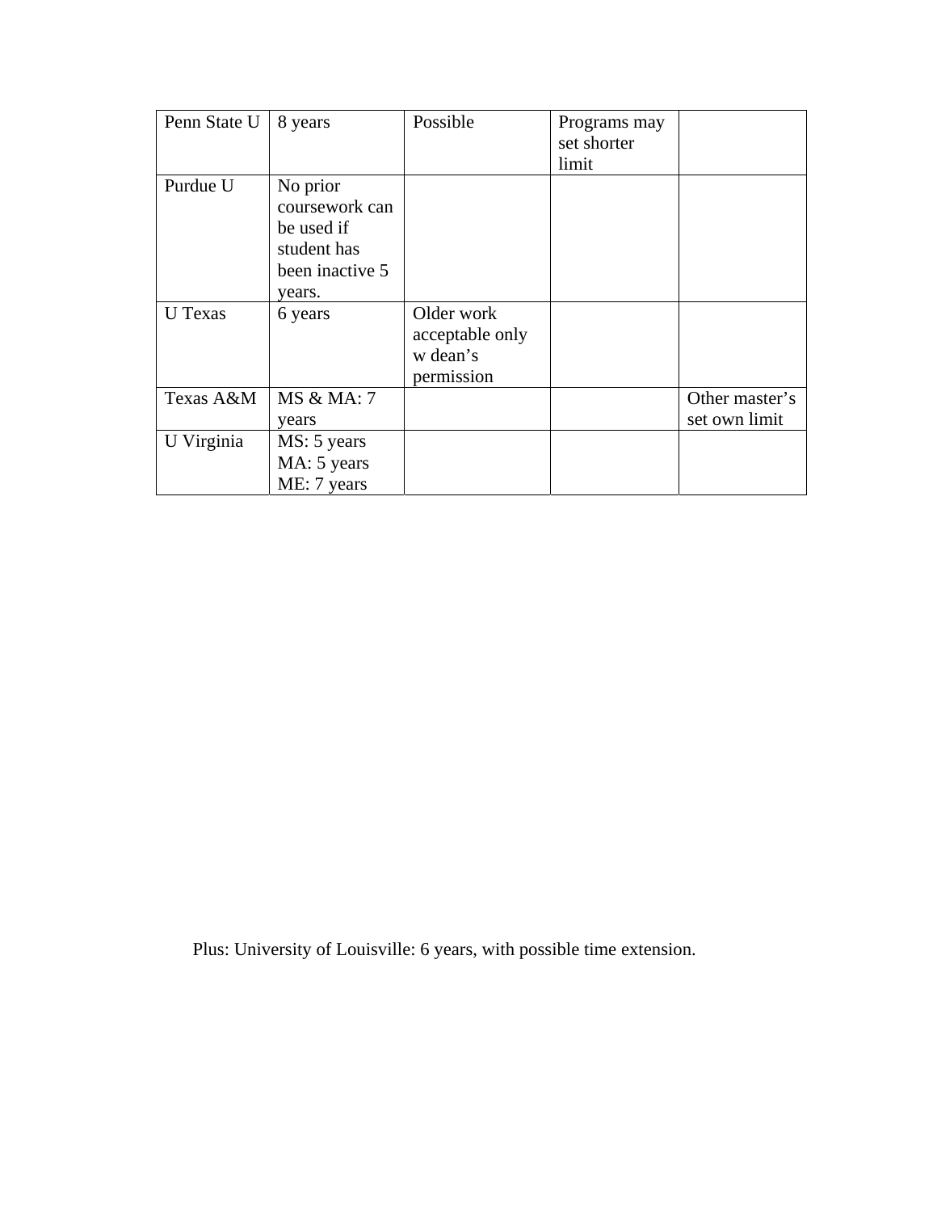| | | | | |
|---|---|---|---|---|
| Penn State U | 8 years | Possible | Programs may set shorter limit | |
| Purdue U | No prior coursework can be used if student has been inactive 5 years. | | | |
| U Texas | 6 years | Older work acceptable only w dean's permission | | |
| Texas A&M | MS & MA: 7 years | | | Other master's set own limit |
| U Virginia | MS: 5 years<br>MA: 5 years<br>ME: 7 years | | | |

Plus: University of Louisville: 6 years, with possible time extension.